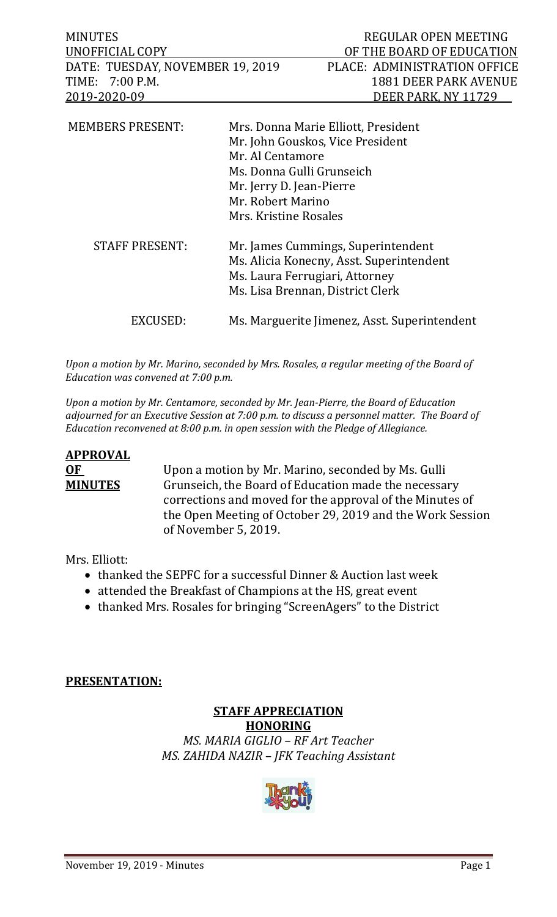| MINUTES | REGULAR OPEN MEETING |
|---|---|
| UNOFFICIAL COPY | OF THE BOARD OF EDUCATION |
| DATE: TUESDAY, NOVEMBER 19, 2019 | PLACE: ADMINISTRATION OFFICE |
| TIME: 7:00 P.M. | 1881 DEER PARK AVENUE |
| 2019-2020-09 | DEER PARK, NY 11729 |

| | |
|---|---|
| MEMBERS PRESENT: | Mrs. Donna Marie Elliott, President<br>Mr. John Gouskos, Vice President<br>Mr. Al Centamore<br>Ms. Donna Gulli Grunseich<br>Mr. Jerry D. Jean-Pierre<br>Mr. Robert Marino<br>Mrs. Kristine Rosales |
| STAFF PRESENT: | Mr. James Cummings, Superintendent<br>Ms. Alicia Konecny, Asst. Superintendent<br>Ms. Laura Ferrugiari, Attorney<br>Ms. Lisa Brennan, District Clerk |
| EXCUSED: | Ms. Marguerite Jimenez, Asst. Superintendent |

*Upon a motion by Mr. Marino, seconded by Mrs. Rosales, a regular meeting of the Board of Education was convened at 7:00 p.m.*

*Upon a motion by Mr. Centamore, seconded by Mr. Jean-Pierre, the Board of Education adjourned for an Executive Session at 7:00 p.m. to discuss a personnel matter. The Board of Education reconvened at 8:00 p.m. in open session with the Pledge of Allegiance.*

**APPROVAL OF MINUTES**

Upon a motion by Mr. Marino, seconded by Ms. Gulli Grunseich, the Board of Education made the necessary corrections and moved for the approval of the Minutes of the Open Meeting of October 29, 2019 and the Work Session of November 5, 2019.

Mrs. Elliott:

- thanked the SEPFC for a successful Dinner & Auction last week
- attended the Breakfast of Champions at the HS, great event
- thanked Mrs. Rosales for bringing "ScreenAgers" to the District

**PRESENTATION:**

**STAFF APPRECIATION**
**HONORING**

*MS. MARIA GIGLIO – RF Art Teacher*
*MS. ZAHIDA NAZIR – JFK Teaching Assistant*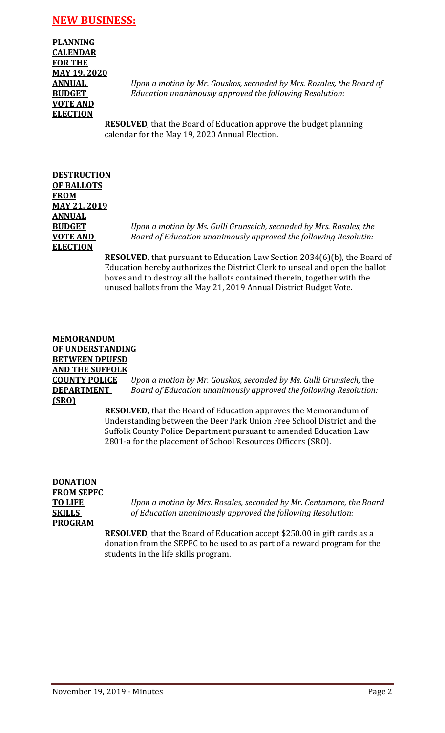## NEW BUSINESS:

**PLANNING CALENDAR FOR THE MAY 19, 2020 ANNUAL BUDGET VOTE AND ELECTION**

*Upon a motion by Mr. Gouskos, seconded by Mrs. Rosales, the Board of Education unanimously approved the following Resolution:*

**RESOLVED**, that the Board of Education approve the budget planning calendar for the May 19, 2020 Annual Election.

**DESTRUCTION OF BALLOTS FROM MAY 21, 2019 ANNUAL BUDGET VOTE AND ELECTION**

*Upon a motion by Ms. Gulli Grunseich, seconded by Mrs. Rosales, the Board of Education unanimously approved the following Resolutin:*

**RESOLVED,** that pursuant to Education Law Section 2034(6)(b), the Board of Education hereby authorizes the District Clerk to unseal and open the ballot boxes and to destroy all the ballots contained therein, together with the unused ballots from the May 21, 2019 Annual District Budget Vote.

**MEMORANDUM OF UNDERSTANDING BETWEEN DPUFSD AND THE SUFFOLK COUNTY POLICE DEPARTMENT (SRO)**

*Upon a motion by Mr. Gouskos, seconded by Ms. Gulli Grunsiech,* the *Board of Education unanimously approved the following Resolution:*

**RESOLVED,** that the Board of Education approves the Memorandum of Understanding between the Deer Park Union Free School District and the Suffolk County Police Department pursuant to amended Education Law 2801-a for the placement of School Resources Officers (SRO).

**DONATION FROM SEPFC TO LIFE SKILLS PROGRAM**

*Upon a motion by Mrs. Rosales, seconded by Mr. Centamore, the Board of Education unanimously approved the following Resolution:*

**RESOLVED**, that the Board of Education accept $250.00 in gift cards as a donation from the SEPFC to be used to as part of a reward program for the students in the life skills program.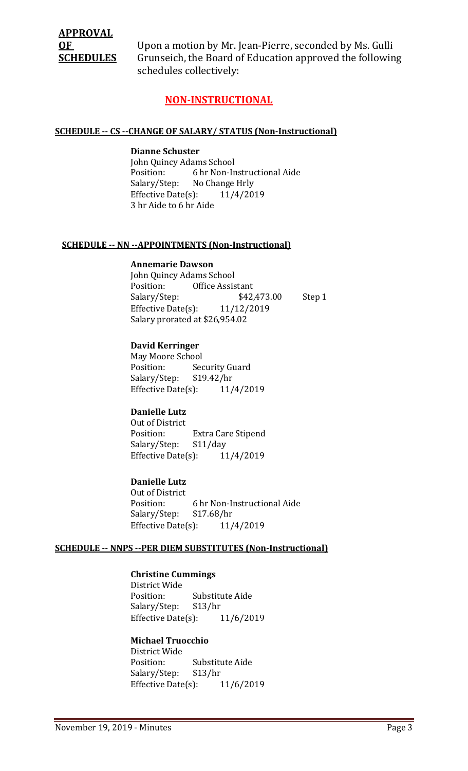**APPROVAL OF SCHEDULES** Upon a motion by Mr. Jean-Pierre, seconded by Ms. Gulli Grunseich, the Board of Education approved the following schedules collectively:

## NON-INSTRUCTIONAL

### SCHEDULE -- CS --CHANGE OF SALARY/ STATUS (Non-Instructional)

**Dianne Schuster**
John Quincy Adams School
Position: 6 hr Non-Instructional Aide
Salary/Step: No Change Hrly
Effective Date(s): 11/4/2019
3 hr Aide to 6 hr Aide

### SCHEDULE -- NN --APPOINTMENTS (Non-Instructional)

**Annemarie Dawson**
John Quincy Adams School
Position: Office Assistant
Salary/Step: $42,473.00 Step 1
Effective Date(s): 11/12/2019
Salary prorated at $26,954.02

**David Kerringer**
May Moore School
Position: Security Guard
Salary/Step: $19.42/hr
Effective Date(s): 11/4/2019

**Danielle Lutz**
Out of District
Position: Extra Care Stipend
Salary/Step: $11/day
Effective Date(s): 11/4/2019

**Danielle Lutz**
Out of District
Position: 6 hr Non-Instructional Aide
Salary/Step: $17.68/hr
Effective Date(s): 11/4/2019

### SCHEDULE -- NNPS --PER DIEM SUBSTITUTES (Non-Instructional)

**Christine Cummings**
District Wide
Position: Substitute Aide
Salary/Step: $13/hr
Effective Date(s): 11/6/2019

**Michael Truocchio**
District Wide
Position: Substitute Aide
Salary/Step: $13/hr
Effective Date(s): 11/6/2019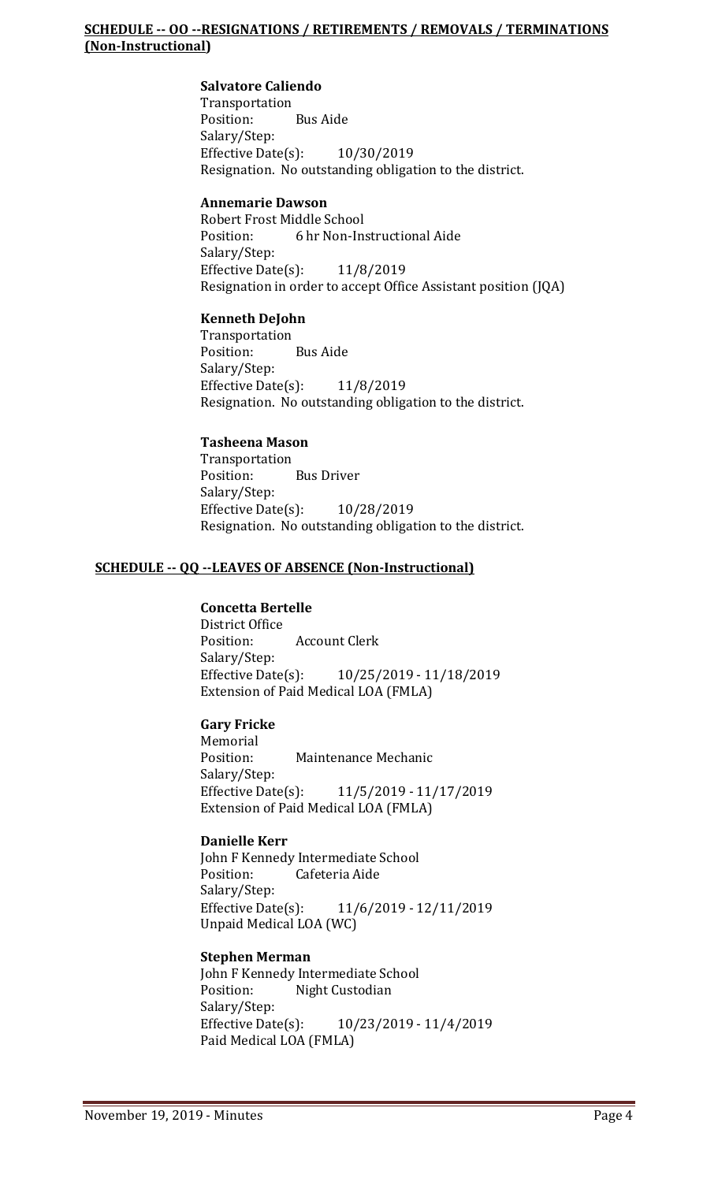**SCHEDULE -- OO --RESIGNATIONS / RETIREMENTS / REMOVALS / TERMINATIONS (Non-Instructional)**

**Salvatore Caliendo**
Transportation
Position: Bus Aide
Salary/Step:
Effective Date(s): 10/30/2019
Resignation. No outstanding obligation to the district.

**Annemarie Dawson**
Robert Frost Middle School
Position: 6 hr Non-Instructional Aide
Salary/Step:
Effective Date(s): 11/8/2019
Resignation in order to accept Office Assistant position (JQA)

**Kenneth DeJohn**
Transportation
Position: Bus Aide
Salary/Step:
Effective Date(s): 11/8/2019
Resignation. No outstanding obligation to the district.

**Tasheena Mason**
Transportation
Position: Bus Driver
Salary/Step:
Effective Date(s): 10/28/2019
Resignation. No outstanding obligation to the district.

**SCHEDULE -- QQ --LEAVES OF ABSENCE (Non-Instructional)**

**Concetta Bertelle**
District Office
Position: Account Clerk
Salary/Step:
Effective Date(s): 10/25/2019 - 11/18/2019
Extension of Paid Medical LOA (FMLA)

**Gary Fricke**
Memorial
Position: Maintenance Mechanic
Salary/Step:
Effective Date(s): 11/5/2019 - 11/17/2019
Extension of Paid Medical LOA (FMLA)

**Danielle Kerr**
John F Kennedy Intermediate School
Position: Cafeteria Aide
Salary/Step:
Effective Date(s): 11/6/2019 - 12/11/2019
Unpaid Medical LOA (WC)

**Stephen Merman**
John F Kennedy Intermediate School
Position: Night Custodian
Salary/Step:
Effective Date(s): 10/23/2019 - 11/4/2019
Paid Medical LOA (FMLA)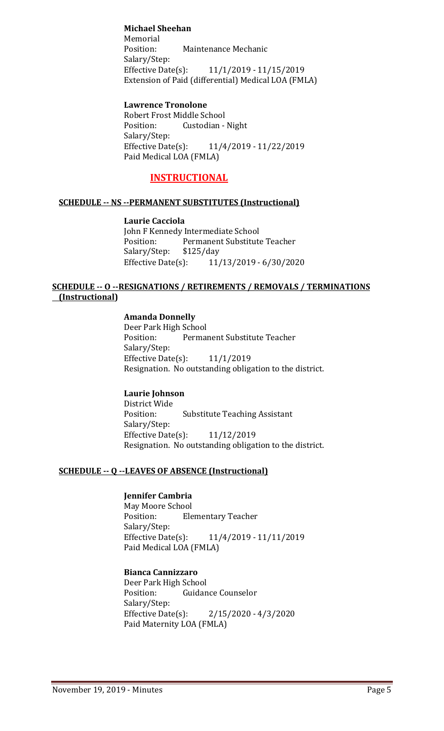**Michael Sheehan**
Memorial
Position: Maintenance Mechanic
Salary/Step:
Effective Date(s): 11/1/2019 - 11/15/2019
Extension of Paid (differential) Medical LOA (FMLA)

**Lawrence Tronolone**
Robert Frost Middle School
Position: Custodian - Night
Salary/Step:
Effective Date(s): 11/4/2019 - 11/22/2019
Paid Medical LOA (FMLA)

## INSTRUCTIONAL

### SCHEDULE -- NS --PERMANENT SUBSTITUTES (Instructional)

**Laurie Cacciola**
John F Kennedy Intermediate School
Position: Permanent Substitute Teacher
Salary/Step: $125/day
Effective Date(s): 11/13/2019 - 6/30/2020

### SCHEDULE -- O --RESIGNATIONS / RETIREMENTS / REMOVALS / TERMINATIONS (Instructional)

**Amanda Donnelly**
Deer Park High School
Position: Permanent Substitute Teacher
Salary/Step:
Effective Date(s): 11/1/2019
Resignation. No outstanding obligation to the district.

**Laurie Johnson**
District Wide
Position: Substitute Teaching Assistant
Salary/Step:
Effective Date(s): 11/12/2019
Resignation. No outstanding obligation to the district.

### SCHEDULE -- Q --LEAVES OF ABSENCE (Instructional)

**Jennifer Cambria**
May Moore School
Position: Elementary Teacher
Salary/Step:
Effective Date(s): 11/4/2019 - 11/11/2019
Paid Medical LOA (FMLA)

**Bianca Cannizzaro**
Deer Park High School
Position: Guidance Counselor
Salary/Step:
Effective Date(s): 2/15/2020 - 4/3/2020
Paid Maternity LOA (FMLA)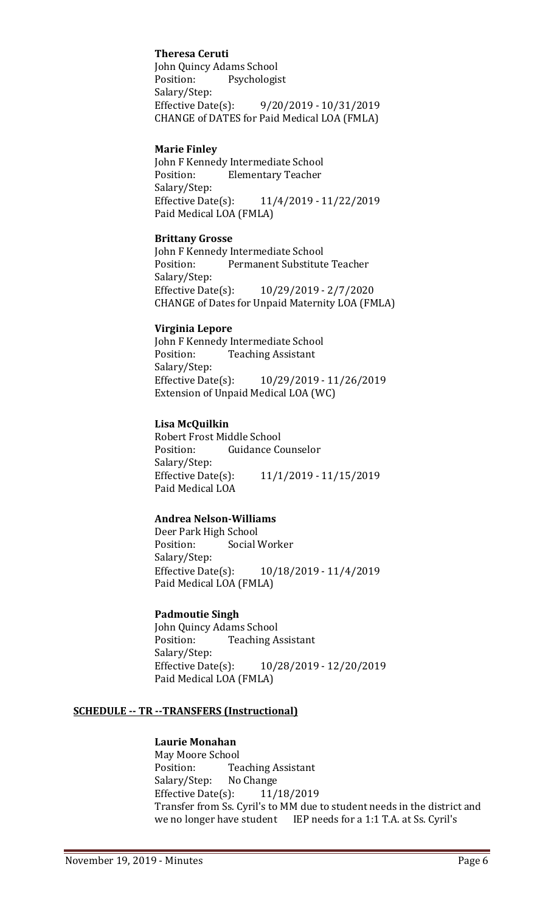**Theresa Ceruti**
John Quincy Adams School
Position: Psychologist
Salary/Step:
Effective Date(s): 9/20/2019 - 10/31/2019
CHANGE of DATES for Paid Medical LOA (FMLA)

**Marie Finley**
John F Kennedy Intermediate School
Position: Elementary Teacher
Salary/Step:
Effective Date(s): 11/4/2019 - 11/22/2019
Paid Medical LOA (FMLA)

**Brittany Grosse**
John F Kennedy Intermediate School
Position: Permanent Substitute Teacher
Salary/Step:
Effective Date(s): 10/29/2019 - 2/7/2020
CHANGE of Dates for Unpaid Maternity LOA (FMLA)

**Virginia Lepore**
John F Kennedy Intermediate School
Position: Teaching Assistant
Salary/Step:
Effective Date(s): 10/29/2019 - 11/26/2019
Extension of Unpaid Medical LOA (WC)

**Lisa McQuilkin**
Robert Frost Middle School
Position: Guidance Counselor
Salary/Step:
Effective Date(s): 11/1/2019 - 11/15/2019
Paid Medical LOA

**Andrea Nelson-Williams**
Deer Park High School
Position: Social Worker
Salary/Step:
Effective Date(s): 10/18/2019 - 11/4/2019
Paid Medical LOA (FMLA)

**Padmoutie Singh**
John Quincy Adams School
Position: Teaching Assistant
Salary/Step:
Effective Date(s): 10/28/2019 - 12/20/2019
Paid Medical LOA (FMLA)

**SCHEDULE -- TR --TRANSFERS (Instructional)**

**Laurie Monahan**
May Moore School
Position: Teaching Assistant
Salary/Step: No Change
Effective Date(s): 11/18/2019
Transfer from Ss. Cyril's to MM due to student needs in the district and we no longer have student IEP needs for a 1:1 T.A. at Ss. Cyril's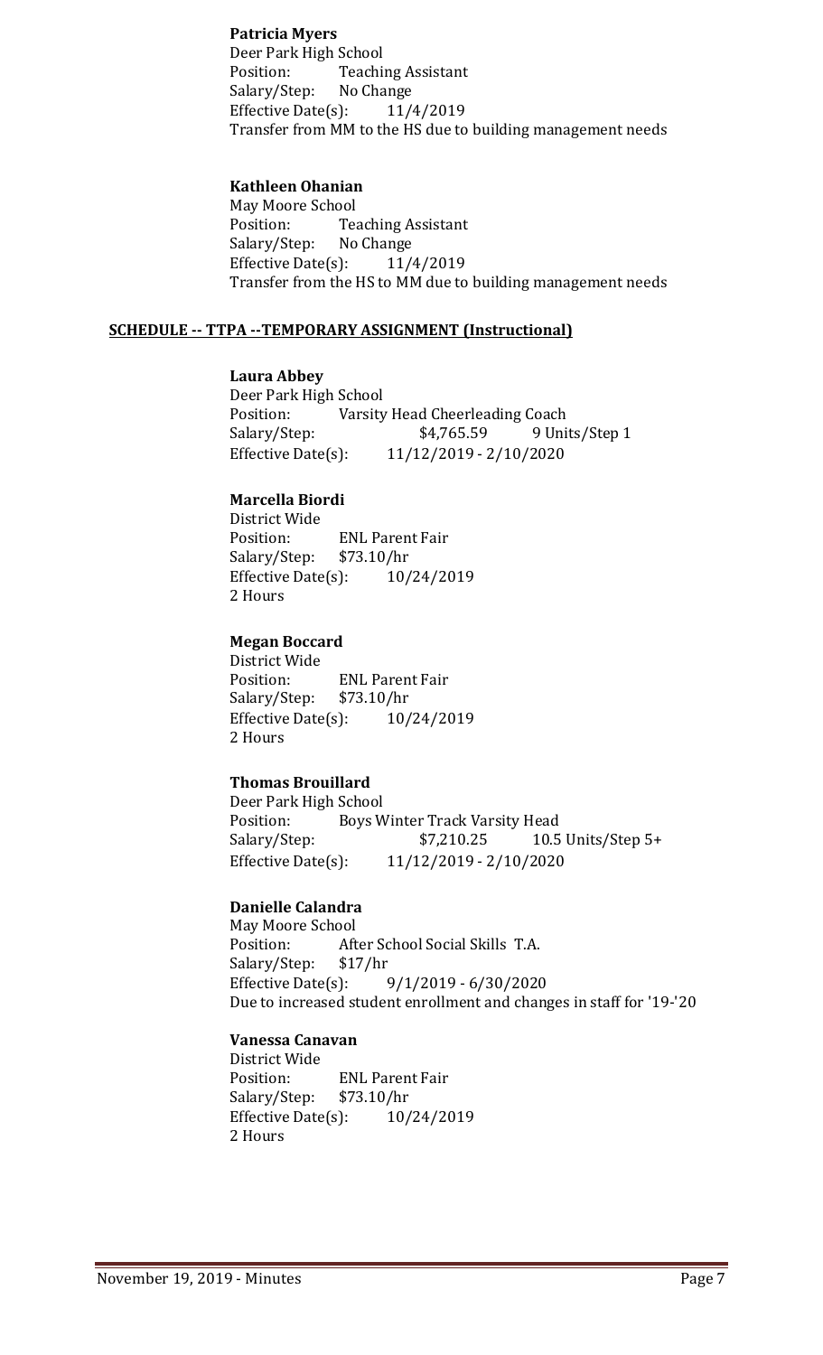**Patricia Myers**
Deer Park High School
Position: Teaching Assistant
Salary/Step: No Change
Effective Date(s): 11/4/2019
Transfer from MM to the HS due to building management needs

**Kathleen Ohanian**
May Moore School
Position: Teaching Assistant
Salary/Step: No Change
Effective Date(s): 11/4/2019
Transfer from the HS to MM due to building management needs

### SCHEDULE -- TTPA --TEMPORARY ASSIGNMENT (Instructional)

**Laura Abbey**
Deer Park High School
Position: Varsity Head Cheerleading Coach
Salary/Step: $4,765.59 9 Units/Step 1
Effective Date(s): 11/12/2019 - 2/10/2020

**Marcella Biordi**
District Wide
Position: ENL Parent Fair
Salary/Step: $73.10/hr
Effective Date(s): 10/24/2019
2 Hours

**Megan Boccard**
District Wide
Position: ENL Parent Fair
Salary/Step: $73.10/hr
Effective Date(s): 10/24/2019
2 Hours

**Thomas Brouillard**
Deer Park High School
Position: Boys Winter Track Varsity Head
Salary/Step: $7,210.25 10.5 Units/Step 5+
Effective Date(s): 11/12/2019 - 2/10/2020

**Danielle Calandra**
May Moore School
Position: After School Social Skills T.A.
Salary/Step: $17/hr
Effective Date(s): 9/1/2019 - 6/30/2020
Due to increased student enrollment and changes in staff for '19-'20

**Vanessa Canavan**
District Wide
Position: ENL Parent Fair
Salary/Step: $73.10/hr
Effective Date(s): 10/24/2019
2 Hours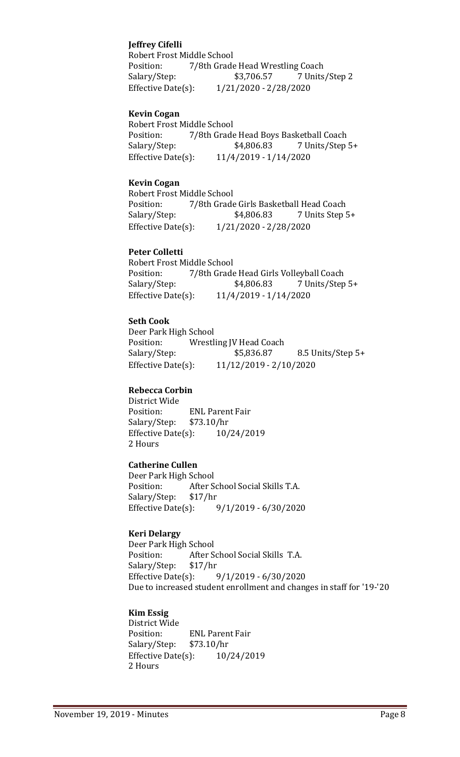**Jeffrey Cifelli**
Robert Frost Middle School
Position: 7/8th Grade Head Wrestling Coach
Salary/Step: $3,706.57 7 Units/Step 2
Effective Date(s): 1/21/2020 - 2/28/2020

**Kevin Cogan**
Robert Frost Middle School
Position: 7/8th Grade Head Boys Basketball Coach
Salary/Step: $4,806.83 7 Units/Step 5+
Effective Date(s): 11/4/2019 - 1/14/2020

**Kevin Cogan**
Robert Frost Middle School
Position: 7/8th Grade Girls Basketball Head Coach
Salary/Step: $4,806.83 7 Units Step 5+
Effective Date(s): 1/21/2020 - 2/28/2020

**Peter Colletti**
Robert Frost Middle School
Position: 7/8th Grade Head Girls Volleyball Coach
Salary/Step: $4,806.83 7 Units/Step 5+
Effective Date(s): 11/4/2019 - 1/14/2020

**Seth Cook**
Deer Park High School
Position: Wrestling JV Head Coach
Salary/Step: $5,836.87 8.5 Units/Step 5+
Effective Date(s): 11/12/2019 - 2/10/2020

**Rebecca Corbin**
District Wide
Position: ENL Parent Fair
Salary/Step: $73.10/hr
Effective Date(s): 10/24/2019
2 Hours

**Catherine Cullen**
Deer Park High School
Position: After School Social Skills T.A.
Salary/Step: $17/hr
Effective Date(s): 9/1/2019 - 6/30/2020

**Keri Delargy**
Deer Park High School
Position: After School Social Skills T.A.
Salary/Step: $17/hr
Effective Date(s): 9/1/2019 - 6/30/2020
Due to increased student enrollment and changes in staff for '19-'20

**Kim Essig**
District Wide
Position: ENL Parent Fair
Salary/Step: $73.10/hr
Effective Date(s): 10/24/2019
2 Hours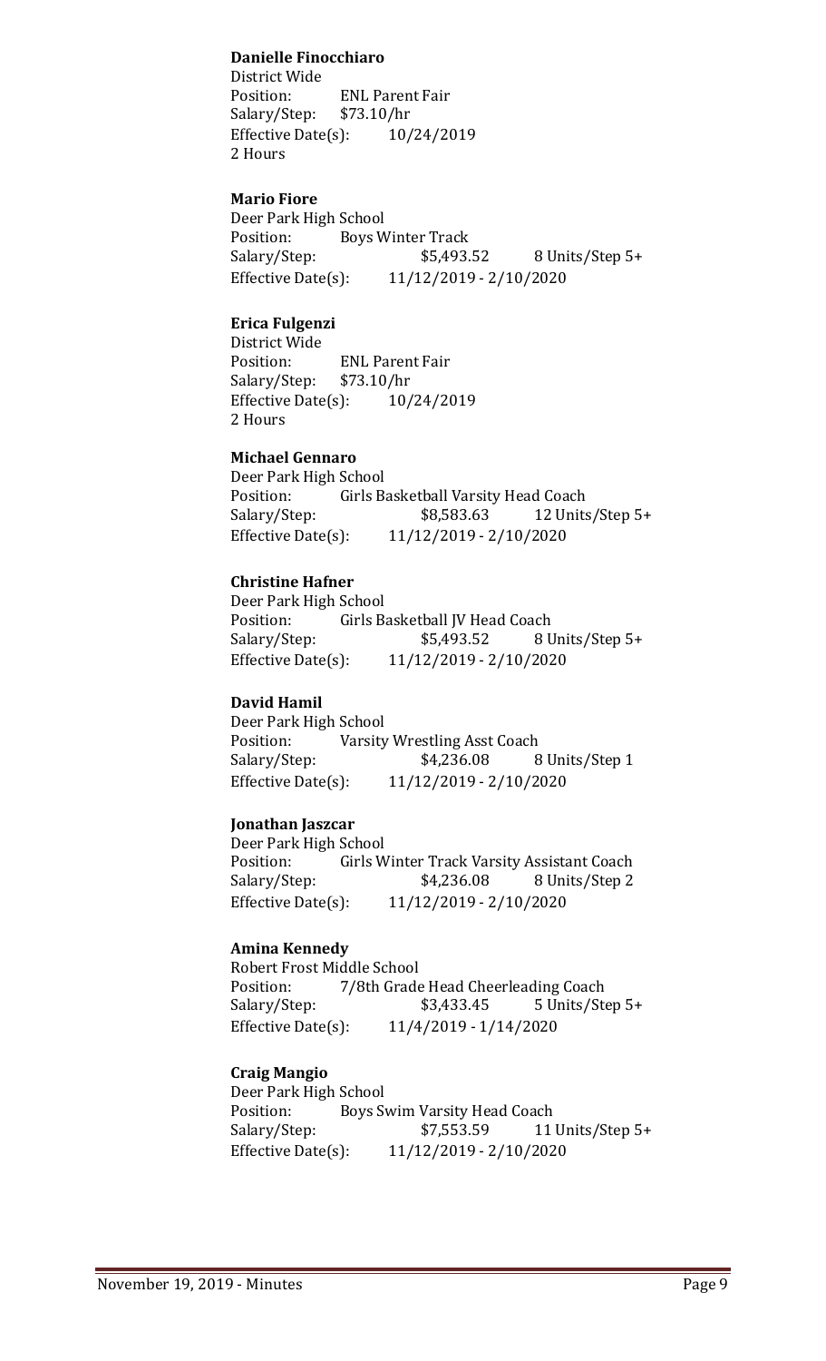**Danielle Finocchiaro**
District Wide
Position: ENL Parent Fair
Salary/Step: $73.10/hr
Effective Date(s): 10/24/2019
2 Hours

**Mario Fiore**
Deer Park High School
Position: Boys Winter Track
Salary/Step: $5,493.52 8 Units/Step 5+
Effective Date(s): 11/12/2019 - 2/10/2020

**Erica Fulgenzi**
District Wide
Position: ENL Parent Fair
Salary/Step: $73.10/hr
Effective Date(s): 10/24/2019
2 Hours

**Michael Gennaro**
Deer Park High School
Position: Girls Basketball Varsity Head Coach
Salary/Step: $8,583.63 12 Units/Step 5+
Effective Date(s): 11/12/2019 - 2/10/2020

**Christine Hafner**
Deer Park High School
Position: Girls Basketball JV Head Coach
Salary/Step: $5,493.52 8 Units/Step 5+
Effective Date(s): 11/12/2019 - 2/10/2020

**David Hamil**
Deer Park High School
Position: Varsity Wrestling Asst Coach
Salary/Step: $4,236.08 8 Units/Step 1
Effective Date(s): 11/12/2019 - 2/10/2020

**Jonathan Jaszcar**
Deer Park High School
Position: Girls Winter Track Varsity Assistant Coach
Salary/Step: $4,236.08 8 Units/Step 2
Effective Date(s): 11/12/2019 - 2/10/2020

**Amina Kennedy**
Robert Frost Middle School
Position: 7/8th Grade Head Cheerleading Coach
Salary/Step: $3,433.45 5 Units/Step 5+
Effective Date(s): 11/4/2019 - 1/14/2020

**Craig Mangio**
Deer Park High School
Position: Boys Swim Varsity Head Coach
Salary/Step: $7,553.59 11 Units/Step 5+
Effective Date(s): 11/12/2019 - 2/10/2020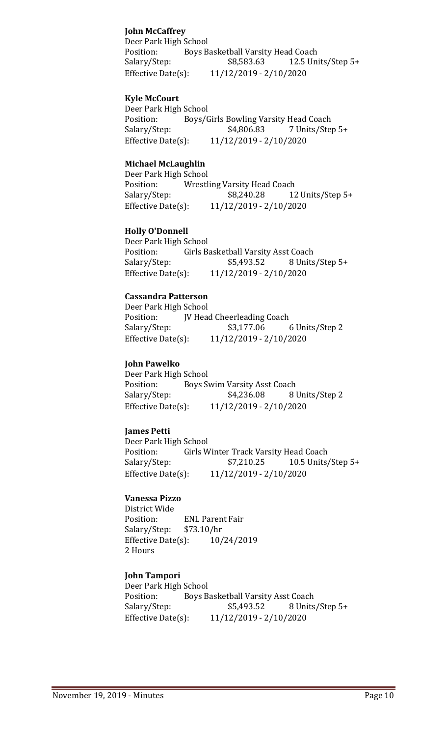**John McCaffrey**
Deer Park High School
Position: Boys Basketball Varsity Head Coach
Salary/Step: $8,583.63 12.5 Units/Step 5+
Effective Date(s): 11/12/2019 - 2/10/2020

**Kyle McCourt**
Deer Park High School
Position: Boys/Girls Bowling Varsity Head Coach
Salary/Step: $4,806.83 7 Units/Step 5+
Effective Date(s): 11/12/2019 - 2/10/2020

**Michael McLaughlin**
Deer Park High School
Position: Wrestling Varsity Head Coach
Salary/Step: $8,240.28 12 Units/Step 5+
Effective Date(s): 11/12/2019 - 2/10/2020

**Holly O'Donnell**
Deer Park High School
Position: Girls Basketball Varsity Asst Coach
Salary/Step: $5,493.52 8 Units/Step 5+
Effective Date(s): 11/12/2019 - 2/10/2020

**Cassandra Patterson**
Deer Park High School
Position: JV Head Cheerleading Coach
Salary/Step: $3,177.06 6 Units/Step 2
Effective Date(s): 11/12/2019 - 2/10/2020

**John Pawelko**
Deer Park High School
Position: Boys Swim Varsity Asst Coach
Salary/Step: $4,236.08 8 Units/Step 2
Effective Date(s): 11/12/2019 - 2/10/2020

**James Petti**
Deer Park High School
Position: Girls Winter Track Varsity Head Coach
Salary/Step: $7,210.25 10.5 Units/Step 5+
Effective Date(s): 11/12/2019 - 2/10/2020

**Vanessa Pizzo**
District Wide
Position: ENL Parent Fair
Salary/Step: $73.10/hr
Effective Date(s): 10/24/2019
2 Hours

**John Tampori**
Deer Park High School
Position: Boys Basketball Varsity Asst Coach
Salary/Step: $5,493.52 8 Units/Step 5+
Effective Date(s): 11/12/2019 - 2/10/2020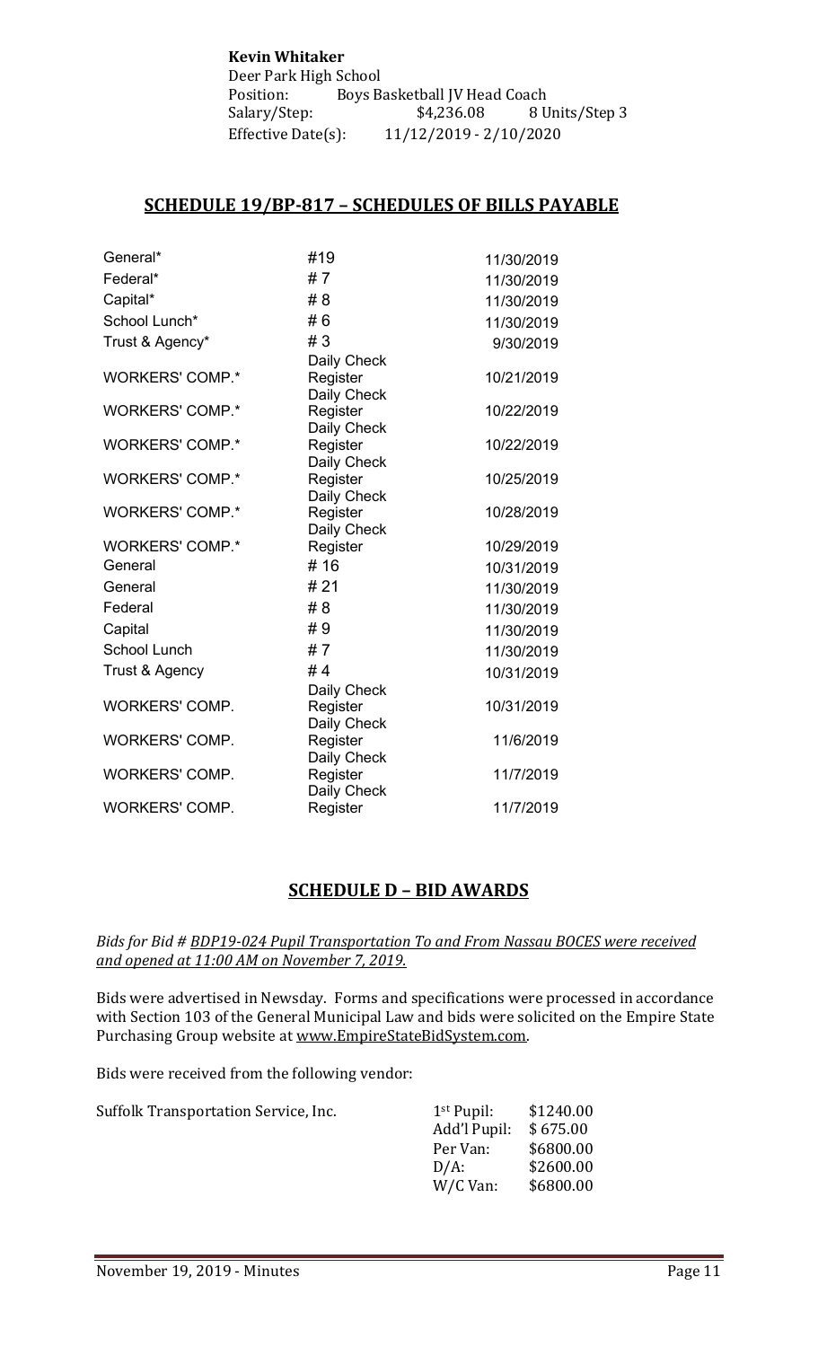**Kevin Whitaker**
Deer Park High School
Position: Boys Basketball JV Head Coach
Salary/Step: $4,236.08 8 Units/Step 3
Effective Date(s): 11/12/2019 - 2/10/2020

## SCHEDULE 19/BP-817 – SCHEDULES OF BILLS PAYABLE

| | | |
|---|---|---|
| General* | #19 | 11/30/2019 |
| Federal* | # 7 | 11/30/2019 |
| Capital* | # 8 | 11/30/2019 |
| School Lunch* | # 6 | 11/30/2019 |
| Trust & Agency* | # 3 | 9/30/2019 |
| WORKERS' COMP.* | Daily Check Register | 10/21/2019 |
| WORKERS' COMP.* | Daily Check Register | 10/22/2019 |
| WORKERS' COMP.* | Daily Check Register | 10/22/2019 |
| WORKERS' COMP.* | Daily Check Register | 10/25/2019 |
| WORKERS' COMP.* | Daily Check Register | 10/28/2019 |
| WORKERS' COMP.* | Daily Check Register | 10/29/2019 |
| General | # 16 | 10/31/2019 |
| General | # 21 | 11/30/2019 |
| Federal | # 8 | 11/30/2019 |
| Capital | # 9 | 11/30/2019 |
| School Lunch | # 7 | 11/30/2019 |
| Trust & Agency | # 4 | 10/31/2019 |
| WORKERS' COMP. | Daily Check Register | 10/31/2019 |
| WORKERS' COMP. | Daily Check Register | 11/6/2019 |
| WORKERS' COMP. | Daily Check Register | 11/7/2019 |
| WORKERS' COMP. | Daily Check Register | 11/7/2019 |

## SCHEDULE D – BID AWARDS

*Bids for Bid # BDP19-024 Pupil Transportation To and From Nassau BOCES were received and opened at 11:00 AM on November 7, 2019.*

Bids were advertised in Newsday. Forms and specifications were processed in accordance with Section 103 of the General Municipal Law and bids were solicited on the Empire State Purchasing Group website at www.EmpireStateBidSystem.com.

Bids were received from the following vendor:

| | | |
|---|---|---|
| Suffolk Transportation Service, Inc. | 1st Pupil: | $1240.00 |
| | Add'l Pupil: | $ 675.00 |
| | Per Van: | $6800.00 |
| | D/A: | $2600.00 |
| | W/C Van: | $6800.00 |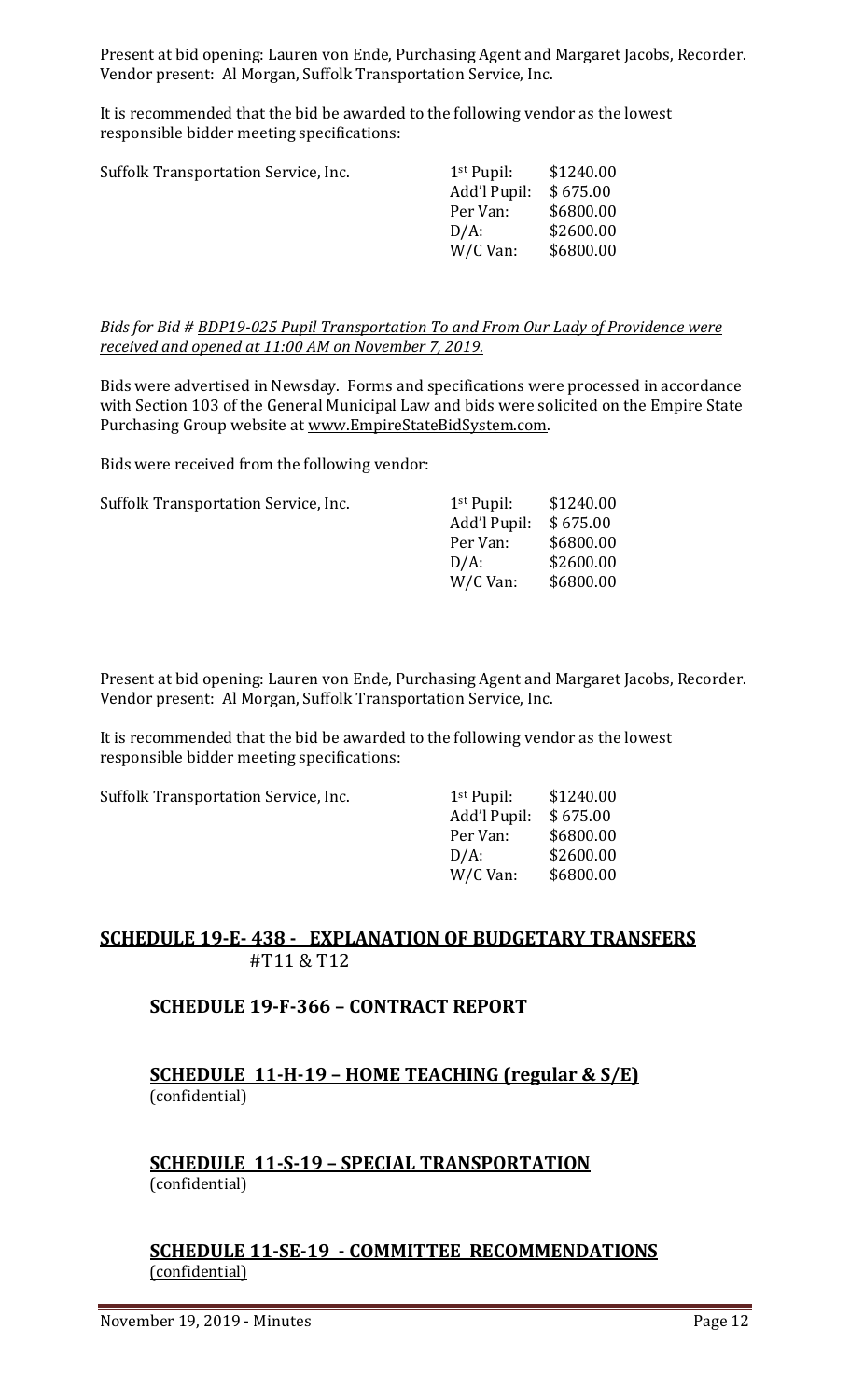Present at bid opening: Lauren von Ende, Purchasing Agent and Margaret Jacobs, Recorder. Vendor present: Al Morgan, Suffolk Transportation Service, Inc.

It is recommended that the bid be awarded to the following vendor as the lowest responsible bidder meeting specifications:

| | | |
|---|---|---|
| Suffolk Transportation Service, Inc. | 1st Pupil: | \$1240.00 |
| | Add'l Pupil: | \$ 675.00 |
| | Per Van: | \$6800.00 |
| | D/A: | \$2600.00 |
| | W/C Van: | \$6800.00 |

*Bids for Bid # BDP19-025 Pupil Transportation To and From Our Lady of Providence were received and opened at 11:00 AM on November 7, 2019.*

Bids were advertised in Newsday. Forms and specifications were processed in accordance with Section 103 of the General Municipal Law and bids were solicited on the Empire State Purchasing Group website at www.EmpireStateBidSystem.com.

Bids were received from the following vendor:

| | | |
|---|---|---|
| Suffolk Transportation Service, Inc. | 1st Pupil: | \$1240.00 |
| | Add'l Pupil: | \$ 675.00 |
| | Per Van: | \$6800.00 |
| | D/A: | \$2600.00 |
| | W/C Van: | \$6800.00 |

Present at bid opening: Lauren von Ende, Purchasing Agent and Margaret Jacobs, Recorder. Vendor present: Al Morgan, Suffolk Transportation Service, Inc.

It is recommended that the bid be awarded to the following vendor as the lowest responsible bidder meeting specifications:

| | | |
|---|---|---|
| Suffolk Transportation Service, Inc. | 1st Pupil: | \$1240.00 |
| | Add'l Pupil: | \$ 675.00 |
| | Per Van: | \$6800.00 |
| | D/A: | \$2600.00 |
| | W/C Van: | \$6800.00 |

## SCHEDULE 19-E- 438 - EXPLANATION OF BUDGETARY TRANSFERS
#T11 & T12

## SCHEDULE 19-F-366 – CONTRACT REPORT

## SCHEDULE 11-H-19 – HOME TEACHING (regular & S/E)
(confidential)

## SCHEDULE 11-S-19 – SPECIAL TRANSPORTATION
(confidential)

## SCHEDULE 11-SE-19 - COMMITTEE RECOMMENDATIONS
(confidential)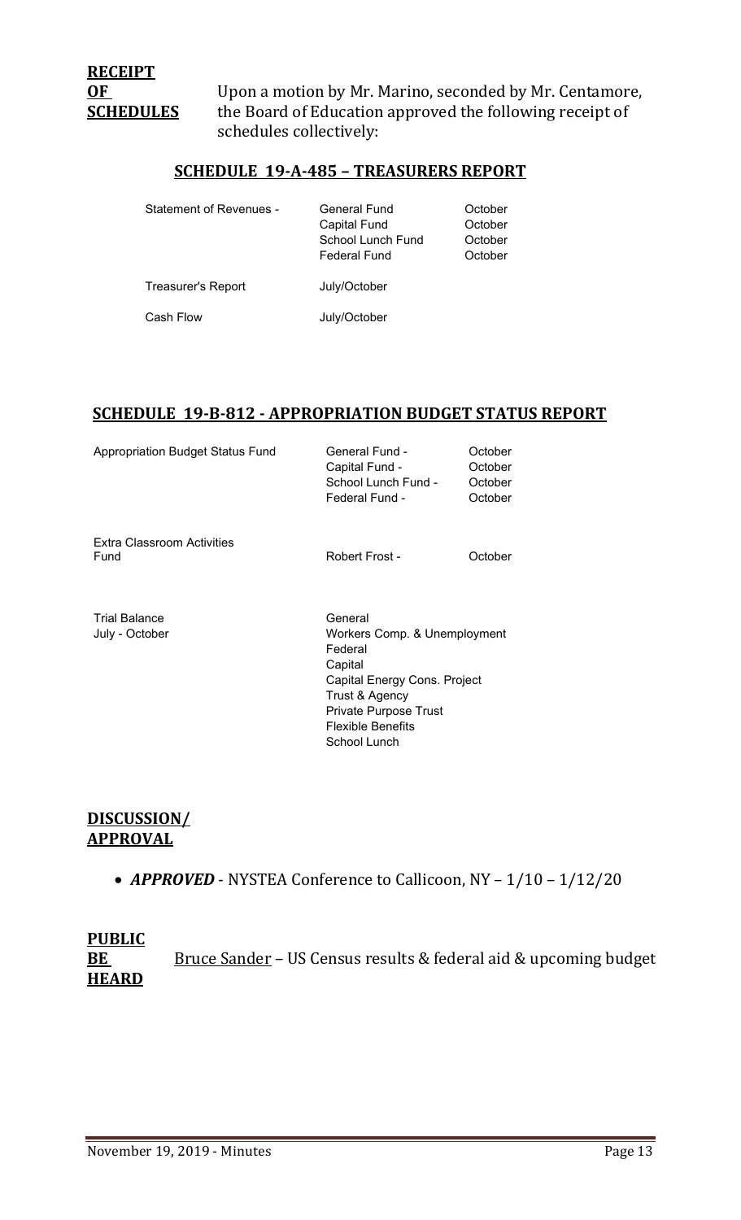**RECEIPT OF SCHEDULES**

Upon a motion by Mr. Marino, seconded by Mr. Centamore, the Board of Education approved the following receipt of schedules collectively:

## SCHEDULE 19-A-485 – TREASURERS REPORT

| | | |
|---|---|---|
| Statement of Revenues - | General Fund | October |
| | Capital Fund | October |
| | School Lunch Fund | October |
| | Federal Fund | October |
| Treasurer's Report | July/October | |
| Cash Flow | July/October | |

## SCHEDULE 19-B-812 - APPROPRIATION BUDGET STATUS REPORT

| | | |
|---|---|---|
| Appropriation Budget Status Fund | General Fund - | October |
| | Capital Fund - | October |
| | School Lunch Fund - | October |
| | Federal Fund - | October |
| Extra Classroom Activities Fund | Robert Frost - | October |
| Trial Balance July - October | General | |
| | Workers Comp. & Unemployment | |
| | Federal | |
| | Capital | |
| | Capital Energy Cons. Project | |
| | Trust & Agency | |
| | Private Purpose Trust | |
| | Flexible Benefits | |
| | School Lunch | |

**DISCUSSION/ APPROVAL**

- ***APPROVED*** - NYSTEA Conference to Callicoon, NY – 1/10 – 1/12/20

**PUBLIC BE HEARD**

Bruce Sander – US Census results & federal aid & upcoming budget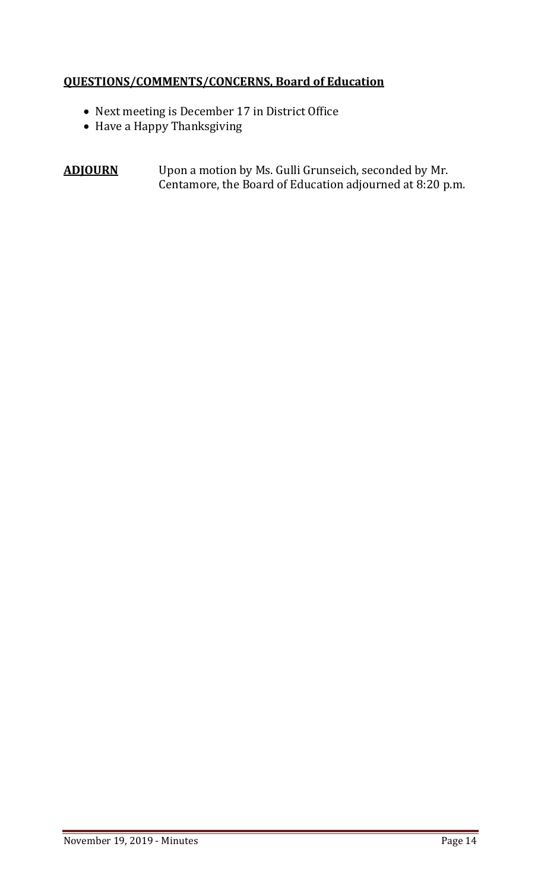**QUESTIONS/COMMENTS/CONCERNS, Board of Education**

- Next meeting is December 17 in District Office
- Have a Happy Thanksgiving

**ADJOURN** Upon a motion by Ms. Gulli Grunseich, seconded by Mr. Centamore, the Board of Education adjourned at 8:20 p.m.